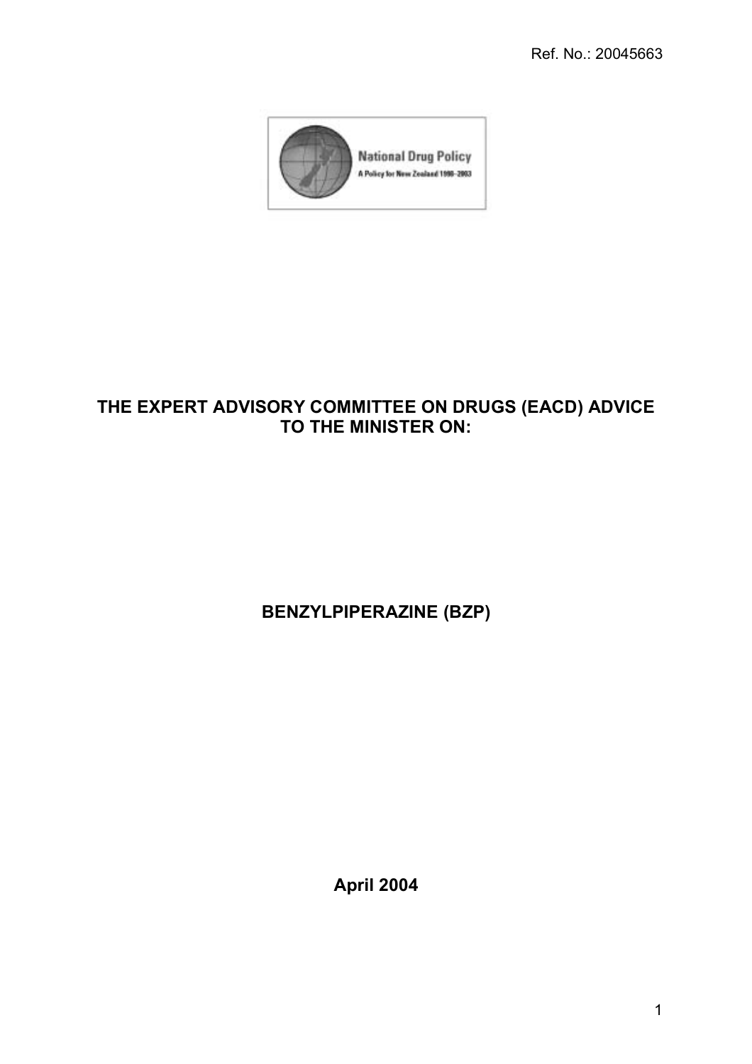Ref. No.: 20045663

National Drug Policy

A Policy for New Zealand 1998–2003

# THE EXPERT ADVISORY COMMITTEE ON DRUGS (EACD) ADVICE TO THE MINISTER ON:

# BENZYLPIPERAZINE (BZP)

**April 2004**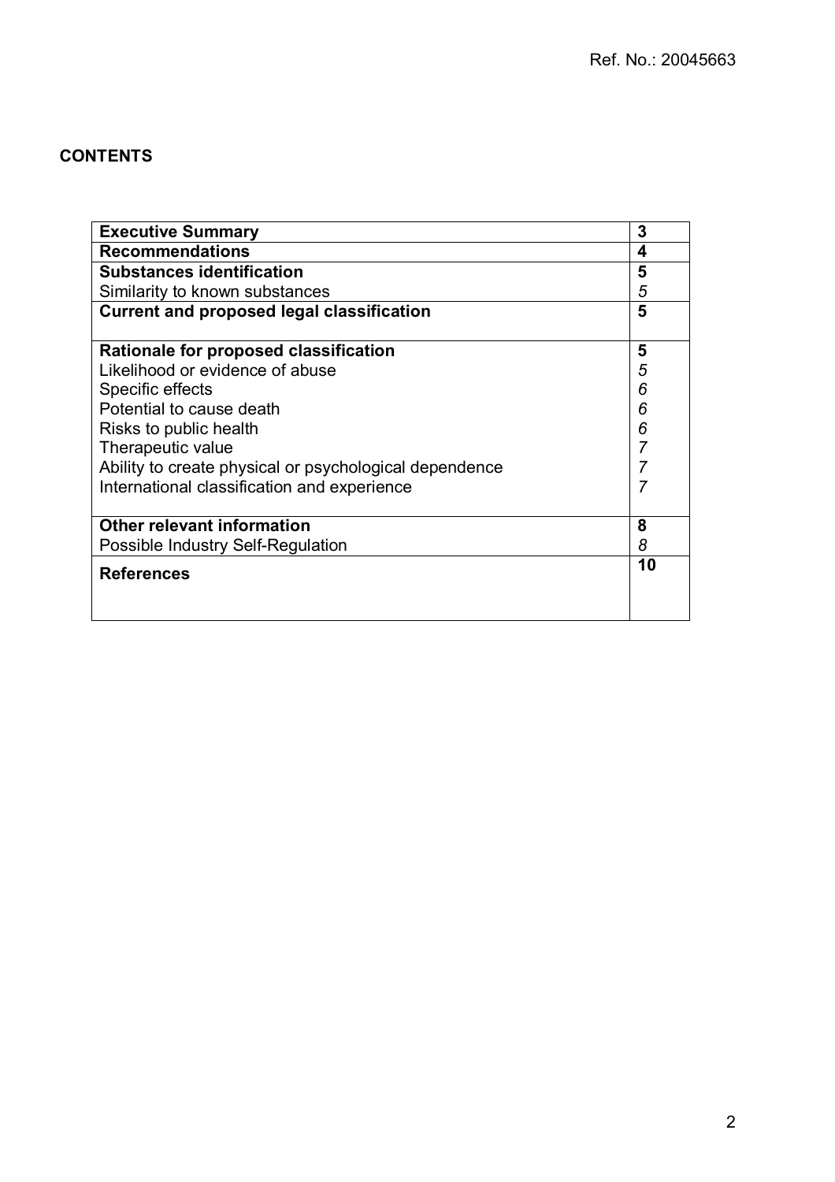Ref. No.: 20045663

## CONTENTS

| | |
|---|---|
| **Executive Summary** | **3** |
| **Recommendations** | **4** |
| **Substances identification** | **5** |
| Similarity to known substances | *5* |
| **Current and proposed legal classification** | **5** |
| **Rationale for proposed classification** | **5** |
| Likelihood or evidence of abuse | *5* |
| Specific effects | *6* |
| Potential to cause death | *6* |
| Risks to public health | *6* |
| Therapeutic value | *7* |
| Ability to create physical or psychological dependence | *7* |
| International classification and experience | *7* |
| **Other relevant information** | **8** |
| Possible Industry Self-Regulation | *8* |
| **References** | **10** |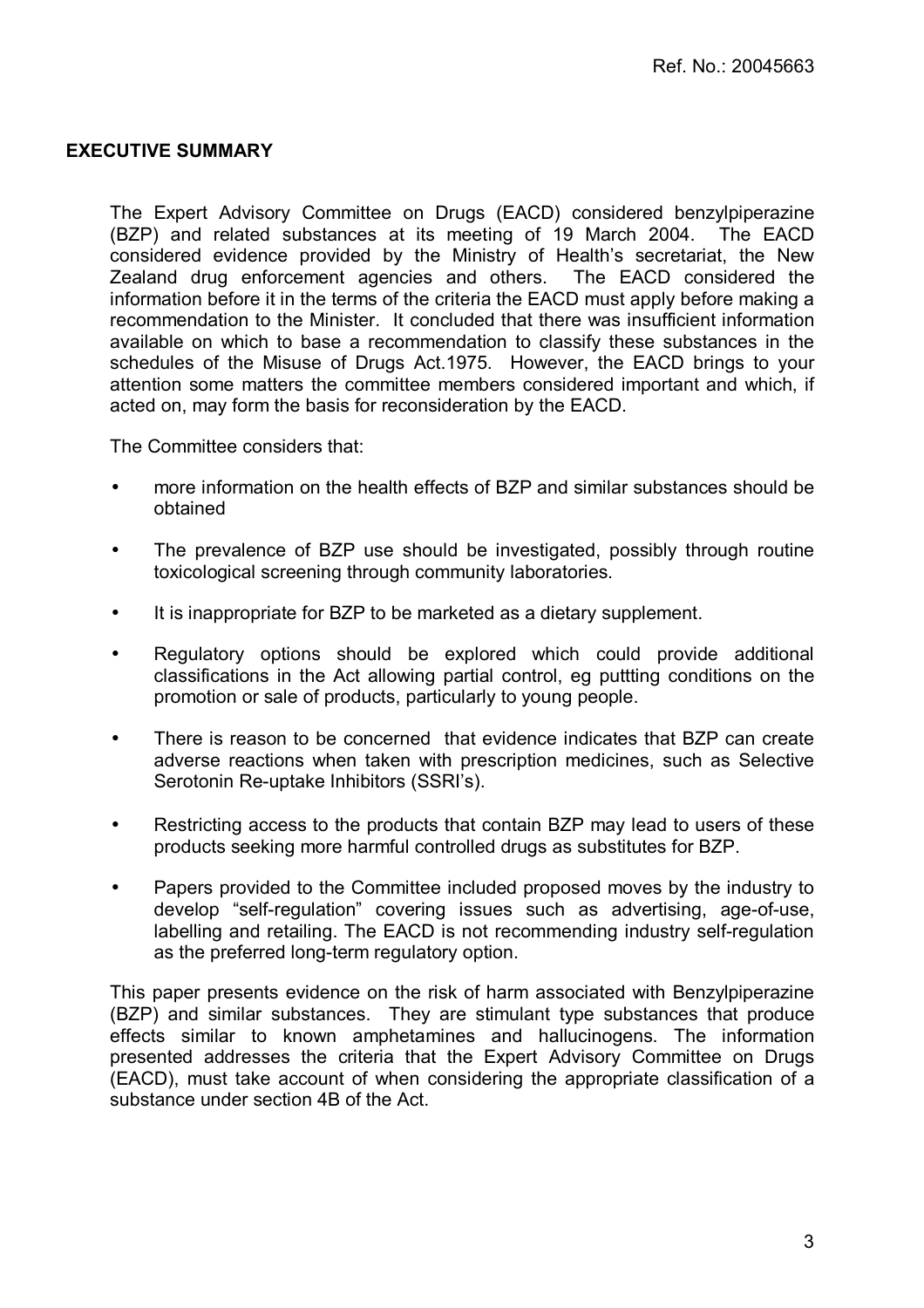## EXECUTIVE SUMMARY

The Expert Advisory Committee on Drugs (EACD) considered benzylpiperazine (BZP) and related substances at its meeting of 19 March 2004. The EACD considered evidence provided by the Ministry of Health's secretariat, the New Zealand drug enforcement agencies and others. The EACD considered the information before it in the terms of the criteria the EACD must apply before making a recommendation to the Minister. It concluded that there was insufficient information available on which to base a recommendation to classify these substances in the schedules of the Misuse of Drugs Act.1975. However, the EACD brings to your attention some matters the committee members considered important and which, if acted on, may form the basis for reconsideration by the EACD.

The Committee considers that:

- more information on the health effects of BZP and similar substances should be obtained
- The prevalence of BZP use should be investigated, possibly through routine toxicological screening through community laboratories.
- It is inappropriate for BZP to be marketed as a dietary supplement.
- Regulatory options should be explored which could provide additional classifications in the Act allowing partial control, eg puttting conditions on the promotion or sale of products, particularly to young people.
- There is reason to be concerned that evidence indicates that BZP can create adverse reactions when taken with prescription medicines, such as Selective Serotonin Re-uptake Inhibitors (SSRI's).
- Restricting access to the products that contain BZP may lead to users of these products seeking more harmful controlled drugs as substitutes for BZP.
- Papers provided to the Committee included proposed moves by the industry to develop "self-regulation" covering issues such as advertising, age-of-use, labelling and retailing. The EACD is not recommending industry self-regulation as the preferred long-term regulatory option.

This paper presents evidence on the risk of harm associated with Benzylpiperazine (BZP) and similar substances. They are stimulant type substances that produce effects similar to known amphetamines and hallucinogens. The information presented addresses the criteria that the Expert Advisory Committee on Drugs (EACD), must take account of when considering the appropriate classification of a substance under section 4B of the Act.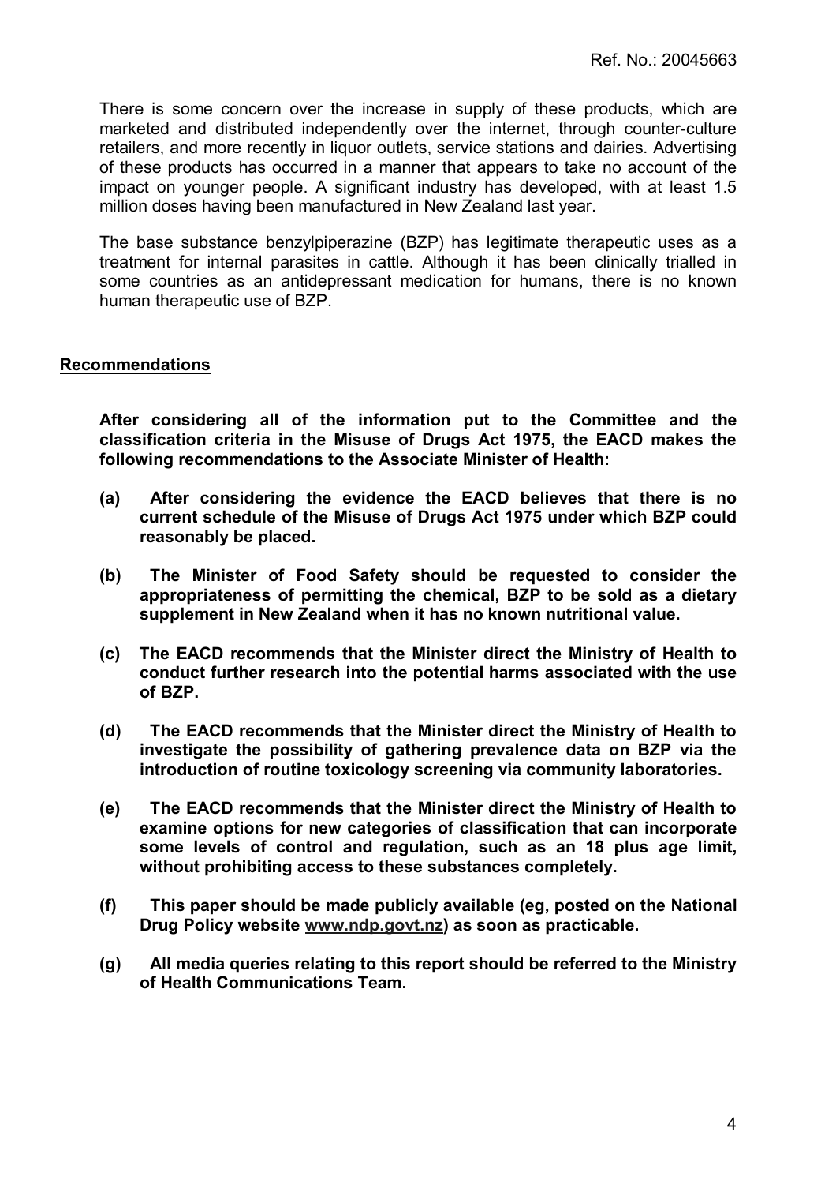There is some concern over the increase in supply of these products, which are marketed and distributed independently over the internet, through counter-culture retailers, and more recently in liquor outlets, service stations and dairies. Advertising of these products has occurred in a manner that appears to take no account of the impact on younger people. A significant industry has developed, with at least 1.5 million doses having been manufactured in New Zealand last year.

The base substance benzylpiperazine (BZP) has legitimate therapeutic uses as a treatment for internal parasites in cattle. Although it has been clinically trialled in some countries as an antidepressant medication for humans, there is no known human therapeutic use of BZP.

## Recommendations

**After considering all of the information put to the Committee and the classification criteria in the Misuse of Drugs Act 1975, the EACD makes the following recommendations to the Associate Minister of Health:**

**(a) After considering the evidence the EACD believes that there is no current schedule of the Misuse of Drugs Act 1975 under which BZP could reasonably be placed.**

**(b) The Minister of Food Safety should be requested to consider the appropriateness of permitting the chemical, BZP to be sold as a dietary supplement in New Zealand when it has no known nutritional value.**

**(c) The EACD recommends that the Minister direct the Ministry of Health to conduct further research into the potential harms associated with the use of BZP.**

**(d) The EACD recommends that the Minister direct the Ministry of Health to investigate the possibility of gathering prevalence data on BZP via the introduction of routine toxicology screening via community laboratories.**

**(e) The EACD recommends that the Minister direct the Ministry of Health to examine options for new categories of classification that can incorporate some levels of control and regulation, such as an 18 plus age limit, without prohibiting access to these substances completely.**

**(f) This paper should be made publicly available (eg, posted on the National Drug Policy website www.ndp.govt.nz) as soon as practicable.**

**(g) All media queries relating to this report should be referred to the Ministry of Health Communications Team.**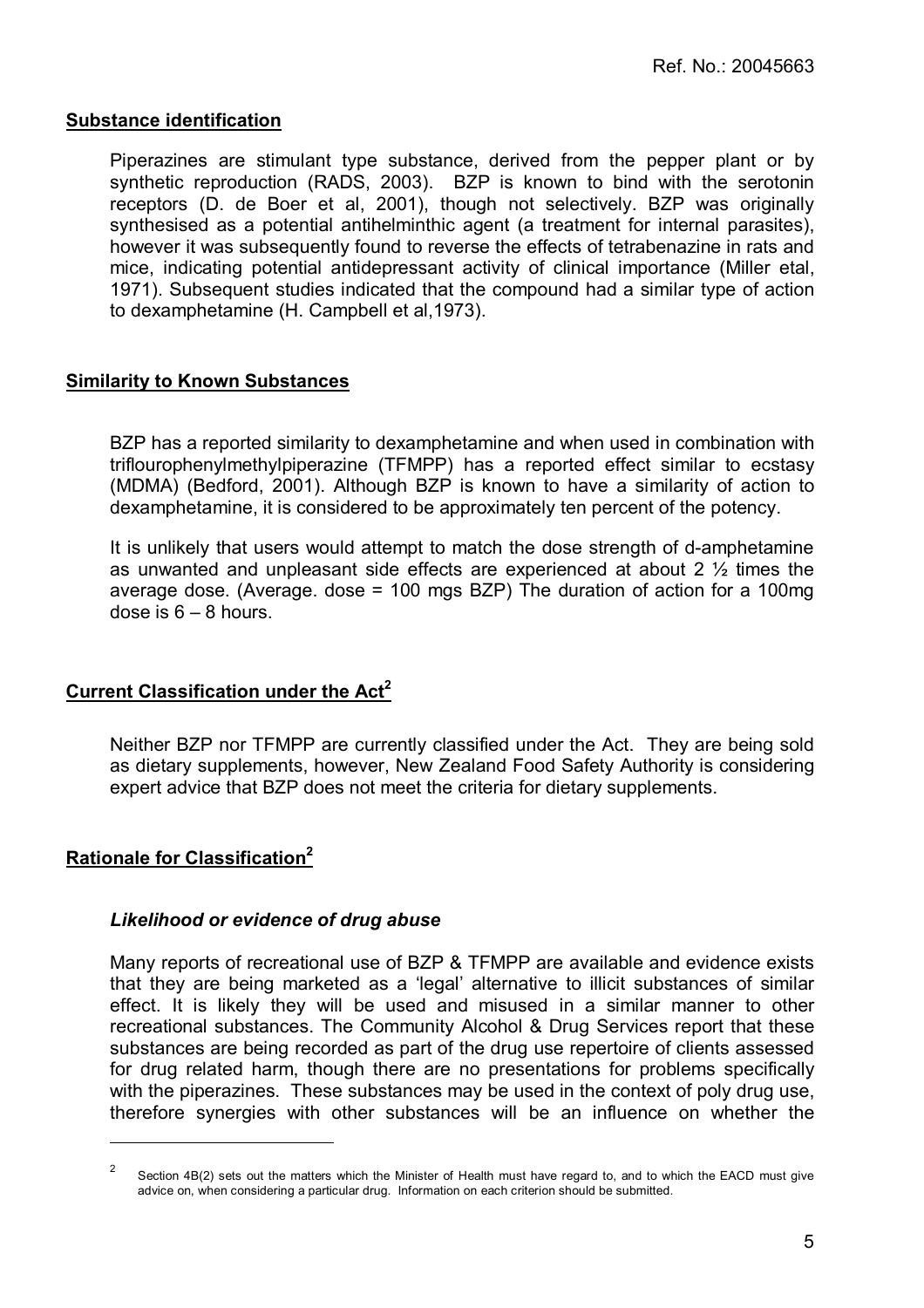Ref. No.: 20045663

## Substance identification

Piperazines are stimulant type substance, derived from the pepper plant or by synthetic reproduction (RADS, 2003). BZP is known to bind with the serotonin receptors (D. de Boer et al, 2001), though not selectively. BZP was originally synthesised as a potential antihelminthic agent (a treatment for internal parasites), however it was subsequently found to reverse the effects of tetrabenazine in rats and mice, indicating potential antidepressant activity of clinical importance (Miller etal, 1971). Subsequent studies indicated that the compound had a similar type of action to dexamphetamine (H. Campbell et al,1973).

## Similarity to Known Substances

BZP has a reported similarity to dexamphetamine and when used in combination with triflourophenylmethylpiperazine (TFMPP) has a reported effect similar to ecstasy (MDMA) (Bedford, 2001). Although BZP is known to have a similarity of action to dexamphetamine, it is considered to be approximately ten percent of the potency.

It is unlikely that users would attempt to match the dose strength of d-amphetamine as unwanted and unpleasant side effects are experienced at about 2 ½ times the average dose. (Average. dose = 100 mgs BZP) The duration of action for a 100mg dose is 6 – 8 hours.

## Current Classification under the Act[2]

Neither BZP nor TFMPP are currently classified under the Act. They are being sold as dietary supplements, however, New Zealand Food Safety Authority is considering expert advice that BZP does not meet the criteria for dietary supplements.

## Rationale for Classification[2]

### *Likelihood or evidence of drug abuse*

Many reports of recreational use of BZP & TFMPP are available and evidence exists that they are being marketed as a 'legal' alternative to illicit substances of similar effect. It is likely they will be used and misused in a similar manner to other recreational substances. The Community Alcohol & Drug Services report that these substances are being recorded as part of the drug use repertoire of clients assessed for drug related harm, though there are no presentations for problems specifically with the piperazines. These substances may be used in the context of poly drug use, therefore synergies with other substances will be an influence on whether the

---

[2] Section 4B(2) sets out the matters which the Minister of Health must have regard to, and to which the EACD must give advice on, when considering a particular drug. Information on each criterion should be submitted.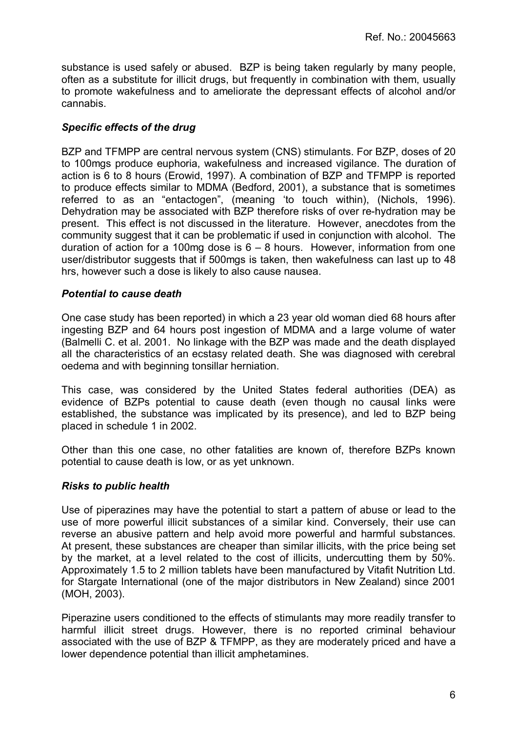substance is used safely or abused. BZP is being taken regularly by many people, often as a substitute for illicit drugs, but frequently in combination with them, usually to promote wakefulness and to ameliorate the depressant effects of alcohol and/or cannabis.

### *Specific effects of the drug*

BZP and TFMPP are central nervous system (CNS) stimulants. For BZP, doses of 20 to 100mgs produce euphoria, wakefulness and increased vigilance. The duration of action is 6 to 8 hours (Erowid, 1997). A combination of BZP and TFMPP is reported to produce effects similar to MDMA (Bedford, 2001), a substance that is sometimes referred to as an "entactogen", (meaning 'to touch within), (Nichols, 1996). Dehydration may be associated with BZP therefore risks of over re-hydration may be present. This effect is not discussed in the literature. However, anecdotes from the community suggest that it can be problematic if used in conjunction with alcohol. The duration of action for a 100mg dose is 6 – 8 hours. However, information from one user/distributor suggests that if 500mgs is taken, then wakefulness can last up to 48 hrs, however such a dose is likely to also cause nausea.

### *Potential to cause death*

One case study has been reported) in which a 23 year old woman died 68 hours after ingesting BZP and 64 hours post ingestion of MDMA and a large volume of water (Balmelli C. et al. 2001. No linkage with the BZP was made and the death displayed all the characteristics of an ecstasy related death. She was diagnosed with cerebral oedema and with beginning tonsillar herniation.

This case, was considered by the United States federal authorities (DEA) as evidence of BZPs potential to cause death (even though no causal links were established, the substance was implicated by its presence), and led to BZP being placed in schedule 1 in 2002.

Other than this one case, no other fatalities are known of, therefore BZPs known potential to cause death is low, or as yet unknown.

### *Risks to public health*

Use of piperazines may have the potential to start a pattern of abuse or lead to the use of more powerful illicit substances of a similar kind. Conversely, their use can reverse an abusive pattern and help avoid more powerful and harmful substances. At present, these substances are cheaper than similar illicits, with the price being set by the market, at a level related to the cost of illicits, undercutting them by 50%. Approximately 1.5 to 2 million tablets have been manufactured by Vitafit Nutrition Ltd. for Stargate International (one of the major distributors in New Zealand) since 2001 (MOH, 2003).

Piperazine users conditioned to the effects of stimulants may more readily transfer to harmful illicit street drugs. However, there is no reported criminal behaviour associated with the use of BZP & TFMPP, as they are moderately priced and have a lower dependence potential than illicit amphetamines.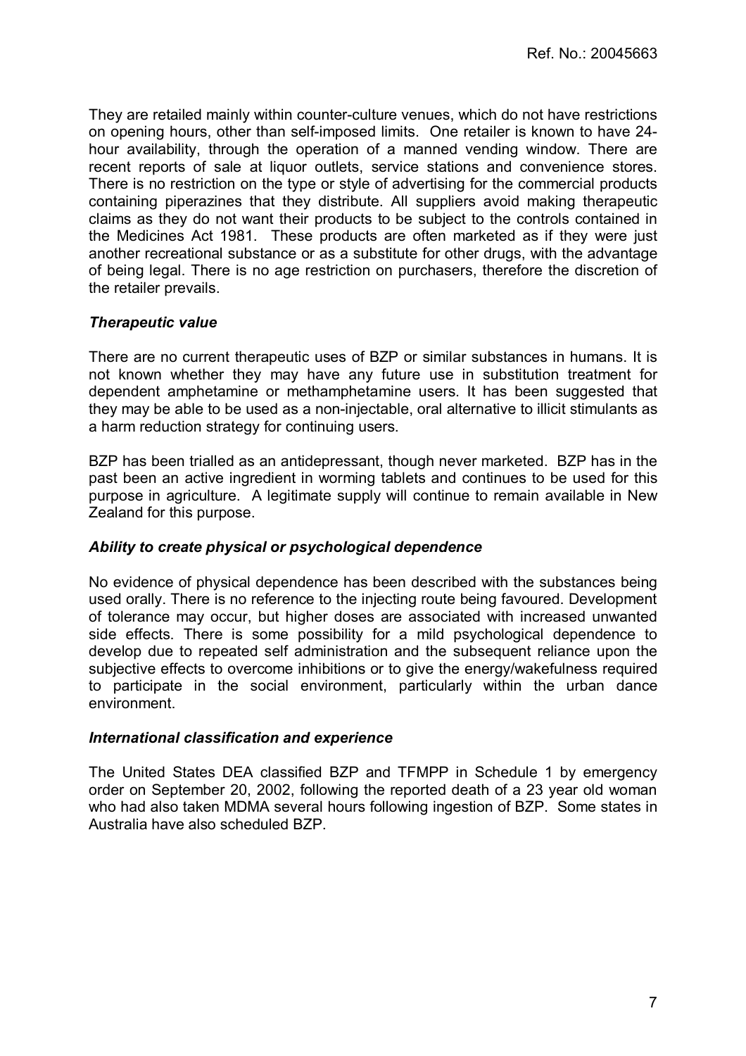They are retailed mainly within counter-culture venues, which do not have restrictions on opening hours, other than self-imposed limits. One retailer is known to have 24-hour availability, through the operation of a manned vending window. There are recent reports of sale at liquor outlets, service stations and convenience stores. There is no restriction on the type or style of advertising for the commercial products containing piperazines that they distribute. All suppliers avoid making therapeutic claims as they do not want their products to be subject to the controls contained in the Medicines Act 1981. These products are often marketed as if they were just another recreational substance or as a substitute for other drugs, with the advantage of being legal. There is no age restriction on purchasers, therefore the discretion of the retailer prevails.

### *Therapeutic value*

There are no current therapeutic uses of BZP or similar substances in humans. It is not known whether they may have any future use in substitution treatment for dependent amphetamine or methamphetamine users. It has been suggested that they may be able to be used as a non-injectable, oral alternative to illicit stimulants as a harm reduction strategy for continuing users.

BZP has been trialled as an antidepressant, though never marketed. BZP has in the past been an active ingredient in worming tablets and continues to be used for this purpose in agriculture. A legitimate supply will continue to remain available in New Zealand for this purpose.

### *Ability to create physical or psychological dependence*

No evidence of physical dependence has been described with the substances being used orally. There is no reference to the injecting route being favoured. Development of tolerance may occur, but higher doses are associated with increased unwanted side effects. There is some possibility for a mild psychological dependence to develop due to repeated self administration and the subsequent reliance upon the subjective effects to overcome inhibitions or to give the energy/wakefulness required to participate in the social environment, particularly within the urban dance environment.

### *International classification and experience*

The United States DEA classified BZP and TFMPP in Schedule 1 by emergency order on September 20, 2002, following the reported death of a 23 year old woman who had also taken MDMA several hours following ingestion of BZP. Some states in Australia have also scheduled BZP.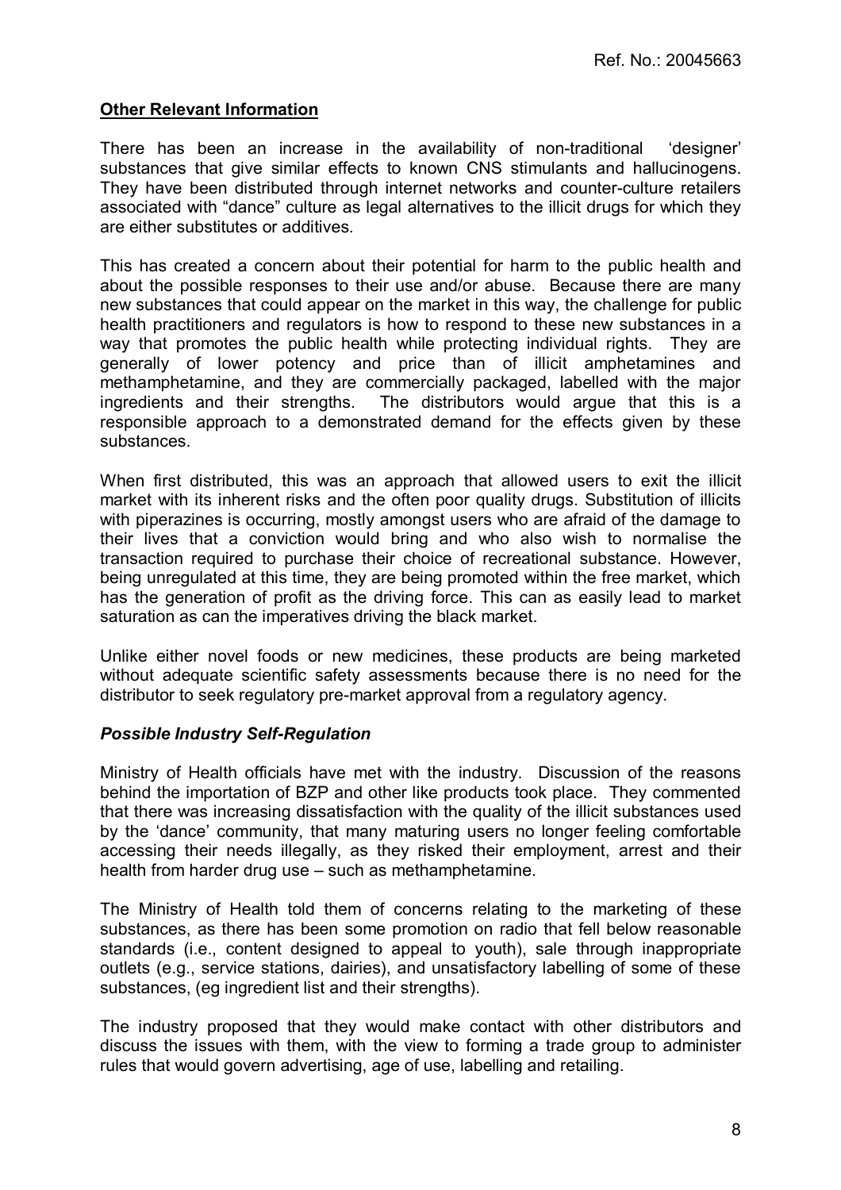## **Other Relevant Information**

There has been an increase in the availability of non-traditional 'designer' substances that give similar effects to known CNS stimulants and hallucinogens. They have been distributed through internet networks and counter-culture retailers associated with "dance" culture as legal alternatives to the illicit drugs for which they are either substitutes or additives.

This has created a concern about their potential for harm to the public health and about the possible responses to their use and/or abuse. Because there are many new substances that could appear on the market in this way, the challenge for public health practitioners and regulators is how to respond to these new substances in a way that promotes the public health while protecting individual rights. They are generally of lower potency and price than of illicit amphetamines and methamphetamine, and they are commercially packaged, labelled with the major ingredients and their strengths. The distributors would argue that this is a responsible approach to a demonstrated demand for the effects given by these substances.

When first distributed, this was an approach that allowed users to exit the illicit market with its inherent risks and the often poor quality drugs. Substitution of illicits with piperazines is occurring, mostly amongst users who are afraid of the damage to their lives that a conviction would bring and who also wish to normalise the transaction required to purchase their choice of recreational substance. However, being unregulated at this time, they are being promoted within the free market, which has the generation of profit as the driving force. This can as easily lead to market saturation as can the imperatives driving the black market.

Unlike either novel foods or new medicines, these products are being marketed without adequate scientific safety assessments because there is no need for the distributor to seek regulatory pre-market approval from a regulatory agency.

### ***Possible Industry Self-Regulation***

Ministry of Health officials have met with the industry. Discussion of the reasons behind the importation of BZP and other like products took place. They commented that there was increasing dissatisfaction with the quality of the illicit substances used by the 'dance' community, that many maturing users no longer feeling comfortable accessing their needs illegally, as they risked their employment, arrest and their health from harder drug use – such as methamphetamine.

The Ministry of Health told them of concerns relating to the marketing of these substances, as there has been some promotion on radio that fell below reasonable standards (i.e., content designed to appeal to youth), sale through inappropriate outlets (e.g., service stations, dairies), and unsatisfactory labelling of some of these substances, (eg ingredient list and their strengths).

The industry proposed that they would make contact with other distributors and discuss the issues with them, with the view to forming a trade group to administer rules that would govern advertising, age of use, labelling and retailing.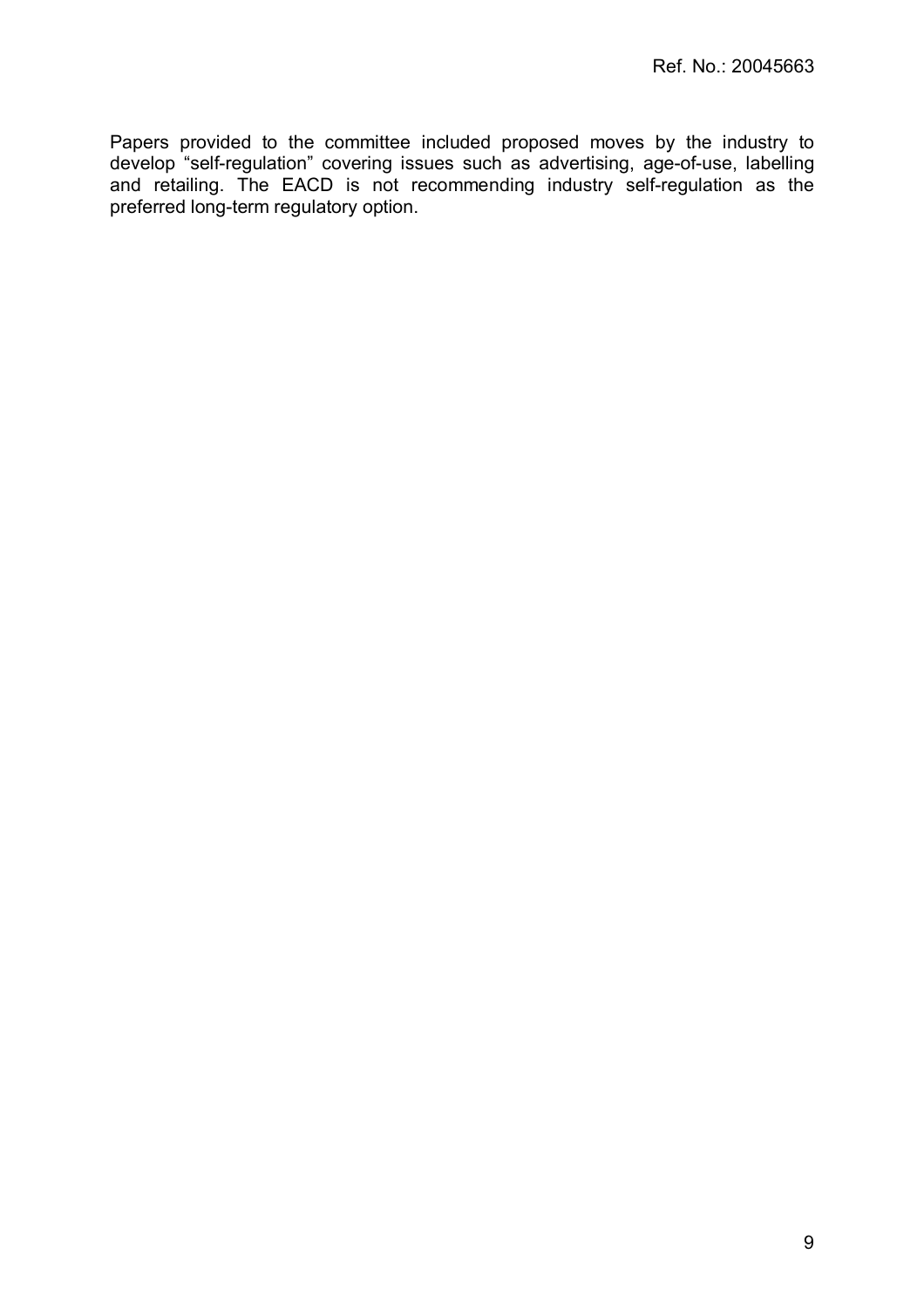Papers provided to the committee included proposed moves by the industry to develop “self-regulation” covering issues such as advertising, age-of-use, labelling and retailing. The EACD is not recommending industry self-regulation as the preferred long-term regulatory option.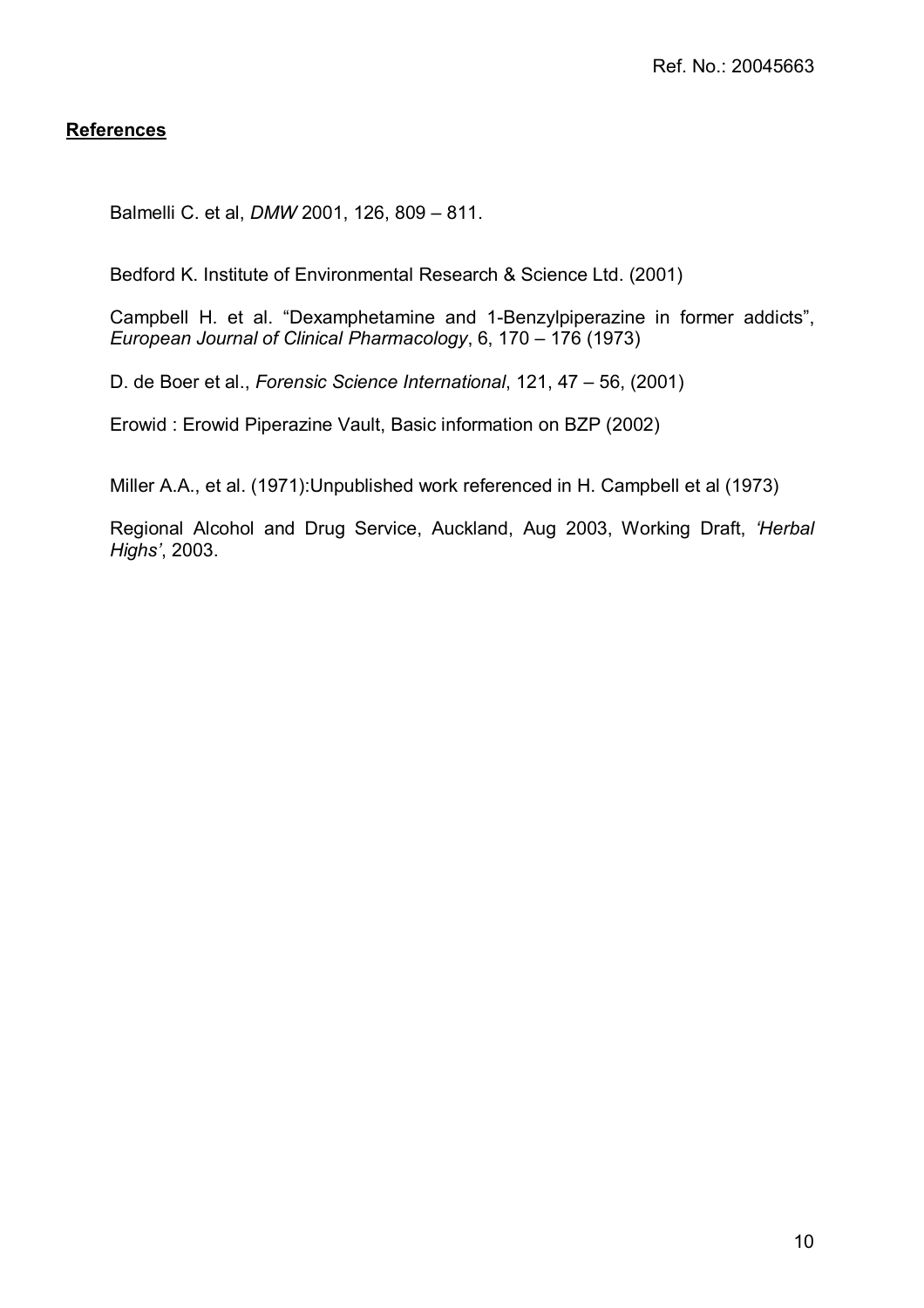## References

Balmelli C. et al, *DMW* 2001, 126, 809 – 811.

Bedford K. Institute of Environmental Research & Science Ltd. (2001)

Campbell H. et al. "Dexamphetamine and 1-Benzylpiperazine in former addicts", *European Journal of Clinical Pharmacology*, 6, 170 – 176 (1973)

D. de Boer et al., *Forensic Science International*, 121, 47 – 56, (2001)

Erowid : Erowid Piperazine Vault, Basic information on BZP (2002)

Miller A.A., et al. (1971):Unpublished work referenced in H. Campbell et al (1973)

Regional Alcohol and Drug Service, Auckland, Aug 2003, Working Draft, *'Herbal Highs'*, 2003.